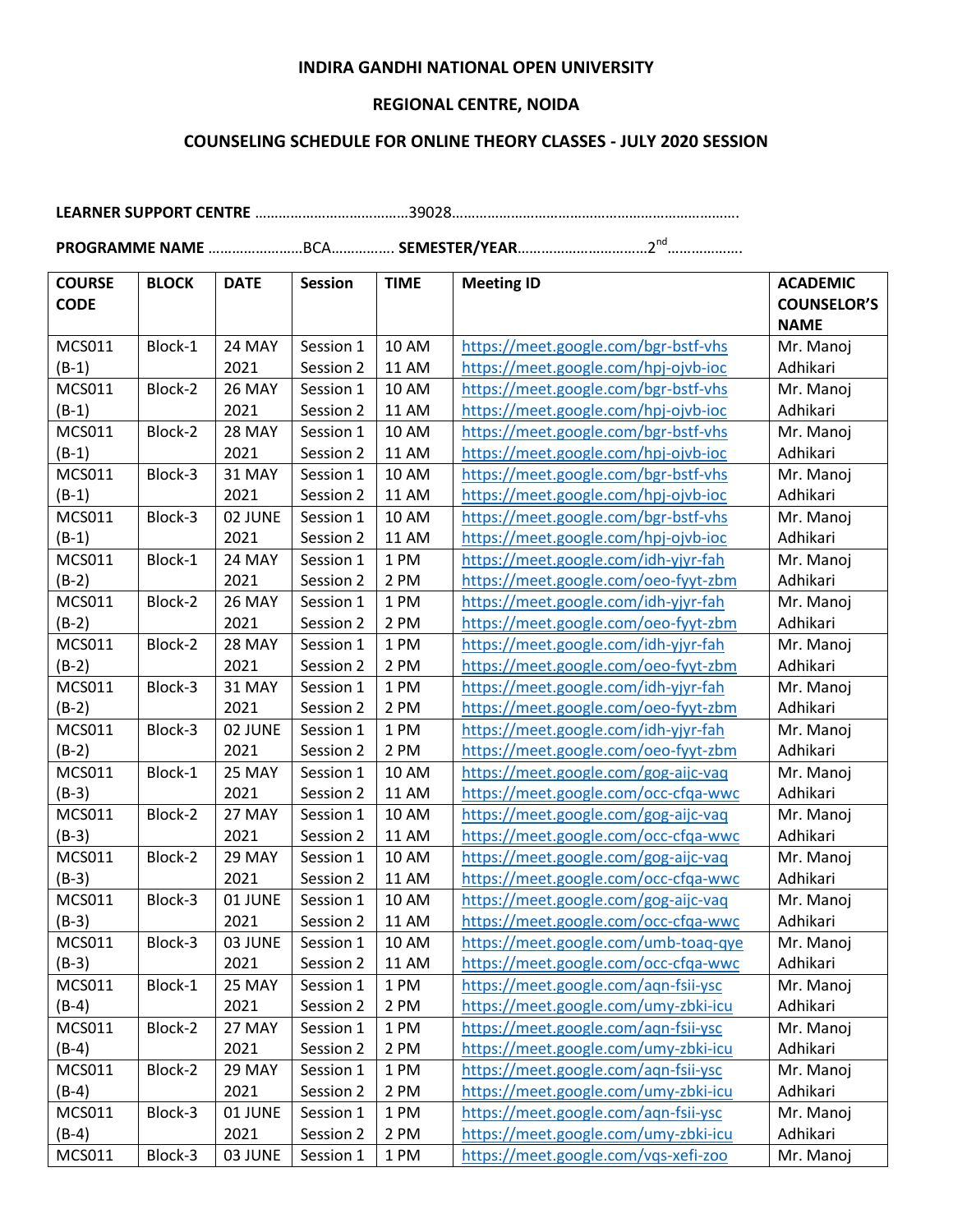**INDIRA GANDHI NATIONAL OPEN UNIVERSITY**

**REGIONAL CENTRE, NOIDA**

**COUNSELING SCHEDULE FOR ONLINE THEORY CLASSES - JULY 2020 SESSION**

**LEARNER SUPPORT CENTRE** ………………………………..39028………………………………………………………….

**PROGRAMME NAME** ……………………BCA……………. **SEMESTER/YEAR**……………………………2nd……………….

| COURSE CODE | BLOCK | DATE | Session | TIME | Meeting ID | ACADEMIC COUNSELOR'S NAME |
|---|---|---|---|---|---|---|
| MCS011 (B-1) | Block-1 | 24 MAY 2021 | Session 1<br>Session 2 | 10 AM<br>11 AM | https://meet.google.com/bgr-bstf-vhs<br>https://meet.google.com/hpj-ojvb-ioc | Mr. Manoj Adhikari |
| MCS011 (B-1) | Block-2 | 26 MAY 2021 | Session 1<br>Session 2 | 10 AM<br>11 AM | https://meet.google.com/bgr-bstf-vhs<br>https://meet.google.com/hpj-ojvb-ioc | Mr. Manoj Adhikari |
| MCS011 (B-1) | Block-2 | 28 MAY 2021 | Session 1<br>Session 2 | 10 AM<br>11 AM | https://meet.google.com/bgr-bstf-vhs<br>https://meet.google.com/hpj-ojvb-ioc | Mr. Manoj Adhikari |
| MCS011 (B-1) | Block-3 | 31 MAY 2021 | Session 1<br>Session 2 | 10 AM<br>11 AM | https://meet.google.com/bgr-bstf-vhs<br>https://meet.google.com/hpj-ojvb-ioc | Mr. Manoj Adhikari |
| MCS011 (B-1) | Block-3 | 02 JUNE 2021 | Session 1<br>Session 2 | 10 AM<br>11 AM | https://meet.google.com/bgr-bstf-vhs<br>https://meet.google.com/hpj-ojvb-ioc | Mr. Manoj Adhikari |
| MCS011 (B-2) | Block-1 | 24 MAY 2021 | Session 1<br>Session 2 | 1 PM<br>2 PM | https://meet.google.com/idh-yjyr-fah<br>https://meet.google.com/oeo-fyyt-zbm | Mr. Manoj Adhikari |
| MCS011 (B-2) | Block-2 | 26 MAY 2021 | Session 1<br>Session 2 | 1 PM<br>2 PM | https://meet.google.com/idh-yjyr-fah<br>https://meet.google.com/oeo-fyyt-zbm | Mr. Manoj Adhikari |
| MCS011 (B-2) | Block-2 | 28 MAY 2021 | Session 1<br>Session 2 | 1 PM<br>2 PM | https://meet.google.com/idh-yjyr-fah<br>https://meet.google.com/oeo-fyyt-zbm | Mr. Manoj Adhikari |
| MCS011 (B-2) | Block-3 | 31 MAY 2021 | Session 1<br>Session 2 | 1 PM<br>2 PM | https://meet.google.com/idh-yjyr-fah<br>https://meet.google.com/oeo-fyyt-zbm | Mr. Manoj Adhikari |
| MCS011 (B-2) | Block-3 | 02 JUNE 2021 | Session 1<br>Session 2 | 1 PM<br>2 PM | https://meet.google.com/idh-yjyr-fah<br>https://meet.google.com/oeo-fyyt-zbm | Mr. Manoj Adhikari |
| MCS011 (B-3) | Block-1 | 25 MAY 2021 | Session 1<br>Session 2 | 10 AM<br>11 AM | https://meet.google.com/gog-aijc-vaq<br>https://meet.google.com/occ-cfqa-wwc | Mr. Manoj Adhikari |
| MCS011 (B-3) | Block-2 | 27 MAY 2021 | Session 1<br>Session 2 | 10 AM<br>11 AM | https://meet.google.com/gog-aijc-vaq<br>https://meet.google.com/occ-cfqa-wwc | Mr. Manoj Adhikari |
| MCS011 (B-3) | Block-2 | 29 MAY 2021 | Session 1<br>Session 2 | 10 AM<br>11 AM | https://meet.google.com/gog-aijc-vaq<br>https://meet.google.com/occ-cfqa-wwc | Mr. Manoj Adhikari |
| MCS011 (B-3) | Block-3 | 01 JUNE 2021 | Session 1<br>Session 2 | 10 AM<br>11 AM | https://meet.google.com/gog-aijc-vaq<br>https://meet.google.com/occ-cfqa-wwc | Mr. Manoj Adhikari |
| MCS011 (B-3) | Block-3 | 03 JUNE 2021 | Session 1<br>Session 2 | 10 AM<br>11 AM | https://meet.google.com/umb-toaq-qye<br>https://meet.google.com/occ-cfqa-wwc | Mr. Manoj Adhikari |
| MCS011 (B-4) | Block-1 | 25 MAY 2021 | Session 1<br>Session 2 | 1 PM<br>2 PM | https://meet.google.com/aqn-fsii-ysc<br>https://meet.google.com/umy-zbki-icu | Mr. Manoj Adhikari |
| MCS011 (B-4) | Block-2 | 27 MAY 2021 | Session 1<br>Session 2 | 1 PM<br>2 PM | https://meet.google.com/aqn-fsii-ysc<br>https://meet.google.com/umy-zbki-icu | Mr. Manoj Adhikari |
| MCS011 (B-4) | Block-2 | 29 MAY 2021 | Session 1<br>Session 2 | 1 PM<br>2 PM | https://meet.google.com/aqn-fsii-ysc<br>https://meet.google.com/umy-zbki-icu | Mr. Manoj Adhikari |
| MCS011 (B-4) | Block-3 | 01 JUNE 2021 | Session 1<br>Session 2 | 1 PM<br>2 PM | https://meet.google.com/aqn-fsii-ysc<br>https://meet.google.com/umy-zbki-icu | Mr. Manoj Adhikari |
| MCS011 | Block-3 | 03 JUNE | Session 1 | 1 PM | https://meet.google.com/vqs-xefi-zoo | Mr. Manoj |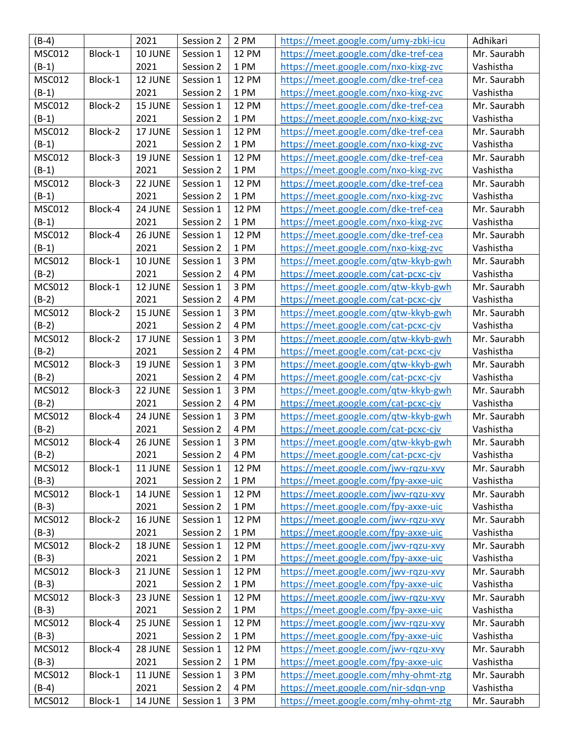| (B-4) | | 2021 | Session 2 | 2 PM | https://meet.google.com/umy-zbki-icu | Adhikari |
|---|---|---|---|---|---|---|
| MSC012 (B-1) | Block-1 | 10 JUNE 2021 | Session 1 Session 2 | 12 PM 1 PM | https://meet.google.com/dke-tref-cea https://meet.google.com/nxo-kixg-zvc | Mr. Saurabh Vashistha |
| MSC012 (B-1) | Block-1 | 12 JUNE 2021 | Session 1 Session 2 | 12 PM 1 PM | https://meet.google.com/dke-tref-cea https://meet.google.com/nxo-kixg-zvc | Mr. Saurabh Vashistha |
| MSC012 (B-1) | Block-2 | 15 JUNE 2021 | Session 1 Session 2 | 12 PM 1 PM | https://meet.google.com/dke-tref-cea https://meet.google.com/nxo-kixg-zvc | Mr. Saurabh Vashistha |
| MSC012 (B-1) | Block-2 | 17 JUNE 2021 | Session 1 Session 2 | 12 PM 1 PM | https://meet.google.com/dke-tref-cea https://meet.google.com/nxo-kixg-zvc | Mr. Saurabh Vashistha |
| MSC012 (B-1) | Block-3 | 19 JUNE 2021 | Session 1 Session 2 | 12 PM 1 PM | https://meet.google.com/dke-tref-cea https://meet.google.com/nxo-kixg-zvc | Mr. Saurabh Vashistha |
| MSC012 (B-1) | Block-3 | 22 JUNE 2021 | Session 1 Session 2 | 12 PM 1 PM | https://meet.google.com/dke-tref-cea https://meet.google.com/nxo-kixg-zvc | Mr. Saurabh Vashistha |
| MSC012 (B-1) | Block-4 | 24 JUNE 2021 | Session 1 Session 2 | 12 PM 1 PM | https://meet.google.com/dke-tref-cea https://meet.google.com/nxo-kixg-zvc | Mr. Saurabh Vashistha |
| MSC012 (B-1) | Block-4 | 26 JUNE 2021 | Session 1 Session 2 | 12 PM 1 PM | https://meet.google.com/dke-tref-cea https://meet.google.com/nxo-kixg-zvc | Mr. Saurabh Vashistha |
| MCS012 (B-2) | Block-1 | 10 JUNE 2021 | Session 1 Session 2 | 3 PM 4 PM | https://meet.google.com/qtw-kkyb-gwh https://meet.google.com/cat-pcxc-cjv | Mr. Saurabh Vashistha |
| MCS012 (B-2) | Block-1 | 12 JUNE 2021 | Session 1 Session 2 | 3 PM 4 PM | https://meet.google.com/qtw-kkyb-gwh https://meet.google.com/cat-pcxc-cjv | Mr. Saurabh Vashistha |
| MCS012 (B-2) | Block-2 | 15 JUNE 2021 | Session 1 Session 2 | 3 PM 4 PM | https://meet.google.com/qtw-kkyb-gwh https://meet.google.com/cat-pcxc-cjv | Mr. Saurabh Vashistha |
| MCS012 (B-2) | Block-2 | 17 JUNE 2021 | Session 1 Session 2 | 3 PM 4 PM | https://meet.google.com/qtw-kkyb-gwh https://meet.google.com/cat-pcxc-cjv | Mr. Saurabh Vashistha |
| MCS012 (B-2) | Block-3 | 19 JUNE 2021 | Session 1 Session 2 | 3 PM 4 PM | https://meet.google.com/qtw-kkyb-gwh https://meet.google.com/cat-pcxc-cjv | Mr. Saurabh Vashistha |
| MCS012 (B-2) | Block-3 | 22 JUNE 2021 | Session 1 Session 2 | 3 PM 4 PM | https://meet.google.com/qtw-kkyb-gwh https://meet.google.com/cat-pcxc-cjv | Mr. Saurabh Vashistha |
| MCS012 (B-2) | Block-4 | 24 JUNE 2021 | Session 1 Session 2 | 3 PM 4 PM | https://meet.google.com/qtw-kkyb-gwh https://meet.google.com/cat-pcxc-cjv | Mr. Saurabh Vashistha |
| MCS012 (B-2) | Block-4 | 26 JUNE 2021 | Session 1 Session 2 | 3 PM 4 PM | https://meet.google.com/qtw-kkyb-gwh https://meet.google.com/cat-pcxc-cjv | Mr. Saurabh Vashistha |
| MCS012 (B-3) | Block-1 | 11 JUNE 2021 | Session 1 Session 2 | 12 PM 1 PM | https://meet.google.com/jwv-rqzu-xvy https://meet.google.com/fpy-axxe-uic | Mr. Saurabh Vashistha |
| MCS012 (B-3) | Block-1 | 14 JUNE 2021 | Session 1 Session 2 | 12 PM 1 PM | https://meet.google.com/jwv-rqzu-xvy https://meet.google.com/fpy-axxe-uic | Mr. Saurabh Vashistha |
| MCS012 (B-3) | Block-2 | 16 JUNE 2021 | Session 1 Session 2 | 12 PM 1 PM | https://meet.google.com/jwv-rqzu-xvy https://meet.google.com/fpy-axxe-uic | Mr. Saurabh Vashistha |
| MCS012 (B-3) | Block-2 | 18 JUNE 2021 | Session 1 Session 2 | 12 PM 1 PM | https://meet.google.com/jwv-rqzu-xvy https://meet.google.com/fpy-axxe-uic | Mr. Saurabh Vashistha |
| MCS012 (B-3) | Block-3 | 21 JUNE 2021 | Session 1 Session 2 | 12 PM 1 PM | https://meet.google.com/jwv-rqzu-xvy https://meet.google.com/fpy-axxe-uic | Mr. Saurabh Vashistha |
| MCS012 (B-3) | Block-3 | 23 JUNE 2021 | Session 1 Session 2 | 12 PM 1 PM | https://meet.google.com/jwv-rqzu-xvy https://meet.google.com/fpy-axxe-uic | Mr. Saurabh Vashistha |
| MCS012 (B-3) | Block-4 | 25 JUNE 2021 | Session 1 Session 2 | 12 PM 1 PM | https://meet.google.com/jwv-rqzu-xvy https://meet.google.com/fpy-axxe-uic | Mr. Saurabh Vashistha |
| MCS012 (B-3) | Block-4 | 28 JUNE 2021 | Session 1 Session 2 | 12 PM 1 PM | https://meet.google.com/jwv-rqzu-xvy https://meet.google.com/fpy-axxe-uic | Mr. Saurabh Vashistha |
| MCS012 (B-4) | Block-1 | 11 JUNE 2021 | Session 1 Session 2 | 3 PM 4 PM | https://meet.google.com/mhy-ohmt-ztg https://meet.google.com/nir-sdqn-vnp | Mr. Saurabh Vashistha |
| MCS012 | Block-1 | 14 JUNE | Session 1 | 3 PM | https://meet.google.com/mhy-ohmt-ztg | Mr. Saurabh |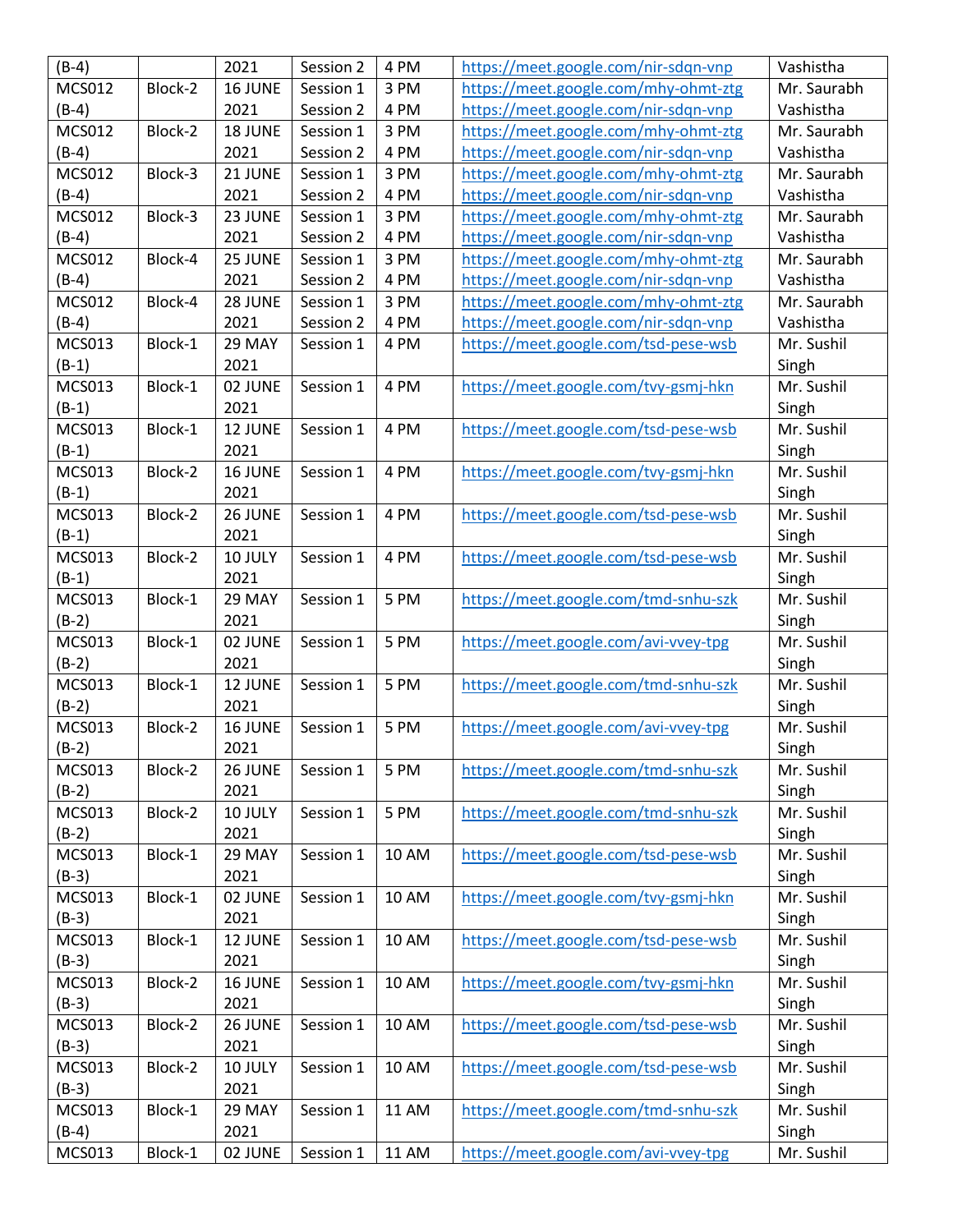| (B-4) | | 2021 | Session 2 | 4 PM | https://meet.google.com/nir-sdqn-vnp | Vashistha |
|---|---|---|---|---|---|---|
| MCS012 (B-4) | Block-2 | 16 JUNE 2021 | Session 1 Session 2 | 3 PM 4 PM | https://meet.google.com/mhy-ohmt-ztg https://meet.google.com/nir-sdqn-vnp | Mr. Saurabh Vashistha |
| MCS012 (B-4) | Block-2 | 18 JUNE 2021 | Session 1 Session 2 | 3 PM 4 PM | https://meet.google.com/mhy-ohmt-ztg https://meet.google.com/nir-sdqn-vnp | Mr. Saurabh Vashistha |
| MCS012 (B-4) | Block-3 | 21 JUNE 2021 | Session 1 Session 2 | 3 PM 4 PM | https://meet.google.com/mhy-ohmt-ztg https://meet.google.com/nir-sdqn-vnp | Mr. Saurabh Vashistha |
| MCS012 (B-4) | Block-3 | 23 JUNE 2021 | Session 1 Session 2 | 3 PM 4 PM | https://meet.google.com/mhy-ohmt-ztg https://meet.google.com/nir-sdqn-vnp | Mr. Saurabh Vashistha |
| MCS012 (B-4) | Block-4 | 25 JUNE 2021 | Session 1 Session 2 | 3 PM 4 PM | https://meet.google.com/mhy-ohmt-ztg https://meet.google.com/nir-sdqn-vnp | Mr. Saurabh Vashistha |
| MCS012 (B-4) | Block-4 | 28 JUNE 2021 | Session 1 Session 2 | 3 PM 4 PM | https://meet.google.com/mhy-ohmt-ztg https://meet.google.com/nir-sdqn-vnp | Mr. Saurabh Vashistha |
| MCS013 (B-1) | Block-1 | 29 MAY 2021 | Session 1 | 4 PM | https://meet.google.com/tsd-pese-wsb | Mr. Sushil Singh |
| MCS013 (B-1) | Block-1 | 02 JUNE 2021 | Session 1 | 4 PM | https://meet.google.com/tvy-gsmj-hkn | Mr. Sushil Singh |
| MCS013 (B-1) | Block-1 | 12 JUNE 2021 | Session 1 | 4 PM | https://meet.google.com/tsd-pese-wsb | Mr. Sushil Singh |
| MCS013 (B-1) | Block-2 | 16 JUNE 2021 | Session 1 | 4 PM | https://meet.google.com/tvy-gsmj-hkn | Mr. Sushil Singh |
| MCS013 (B-1) | Block-2 | 26 JUNE 2021 | Session 1 | 4 PM | https://meet.google.com/tsd-pese-wsb | Mr. Sushil Singh |
| MCS013 (B-1) | Block-2 | 10 JULY 2021 | Session 1 | 4 PM | https://meet.google.com/tsd-pese-wsb | Mr. Sushil Singh |
| MCS013 (B-2) | Block-1 | 29 MAY 2021 | Session 1 | 5 PM | https://meet.google.com/tmd-snhu-szk | Mr. Sushil Singh |
| MCS013 (B-2) | Block-1 | 02 JUNE 2021 | Session 1 | 5 PM | https://meet.google.com/avi-vvey-tpg | Mr. Sushil Singh |
| MCS013 (B-2) | Block-1 | 12 JUNE 2021 | Session 1 | 5 PM | https://meet.google.com/tmd-snhu-szk | Mr. Sushil Singh |
| MCS013 (B-2) | Block-2 | 16 JUNE 2021 | Session 1 | 5 PM | https://meet.google.com/avi-vvey-tpg | Mr. Sushil Singh |
| MCS013 (B-2) | Block-2 | 26 JUNE 2021 | Session 1 | 5 PM | https://meet.google.com/tmd-snhu-szk | Mr. Sushil Singh |
| MCS013 (B-2) | Block-2 | 10 JULY 2021 | Session 1 | 5 PM | https://meet.google.com/tmd-snhu-szk | Mr. Sushil Singh |
| MCS013 (B-3) | Block-1 | 29 MAY 2021 | Session 1 | 10 AM | https://meet.google.com/tsd-pese-wsb | Mr. Sushil Singh |
| MCS013 (B-3) | Block-1 | 02 JUNE 2021 | Session 1 | 10 AM | https://meet.google.com/tvy-gsmj-hkn | Mr. Sushil Singh |
| MCS013 (B-3) | Block-1 | 12 JUNE 2021 | Session 1 | 10 AM | https://meet.google.com/tsd-pese-wsb | Mr. Sushil Singh |
| MCS013 (B-3) | Block-2 | 16 JUNE 2021 | Session 1 | 10 AM | https://meet.google.com/tvy-gsmj-hkn | Mr. Sushil Singh |
| MCS013 (B-3) | Block-2 | 26 JUNE 2021 | Session 1 | 10 AM | https://meet.google.com/tsd-pese-wsb | Mr. Sushil Singh |
| MCS013 (B-3) | Block-2 | 10 JULY 2021 | Session 1 | 10 AM | https://meet.google.com/tsd-pese-wsb | Mr. Sushil Singh |
| MCS013 (B-4) | Block-1 | 29 MAY 2021 | Session 1 | 11 AM | https://meet.google.com/tmd-snhu-szk | Mr. Sushil Singh |
| MCS013 | Block-1 | 02 JUNE | Session 1 | 11 AM | https://meet.google.com/avi-vvey-tpg | Mr. Sushil |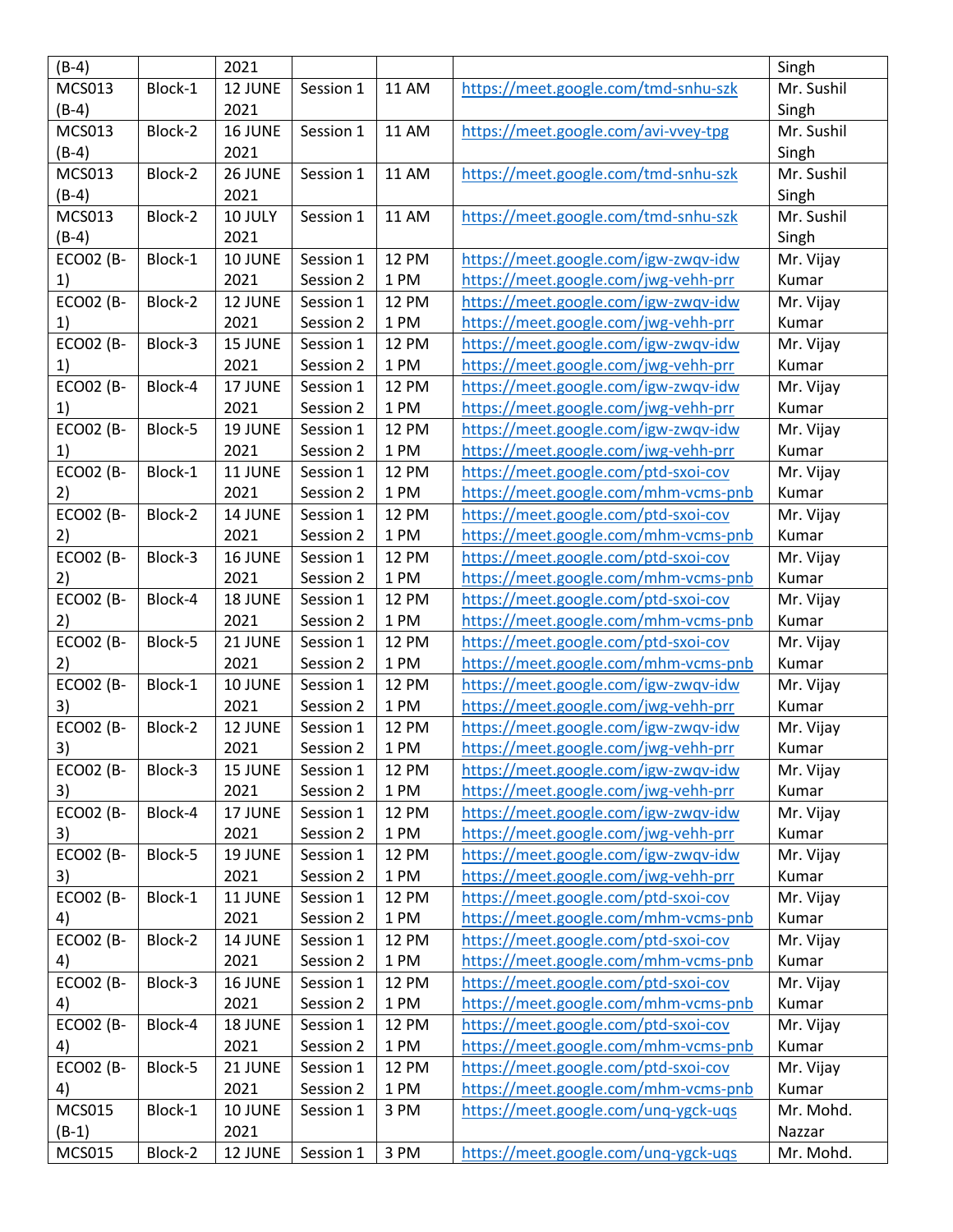| (B-4) | | 2021 | | | | Singh |
|---|---|---|---|---|---|---|
| MCS013 (B-4) | Block-1 | 12 JUNE 2021 | Session 1 | 11 AM | https://meet.google.com/tmd-snhu-szk | Mr. Sushil Singh |
| MCS013 (B-4) | Block-2 | 16 JUNE 2021 | Session 1 | 11 AM | https://meet.google.com/avi-vvey-tpg | Mr. Sushil Singh |
| MCS013 (B-4) | Block-2 | 26 JUNE 2021 | Session 1 | 11 AM | https://meet.google.com/tmd-snhu-szk | Mr. Sushil Singh |
| MCS013 (B-4) | Block-2 | 10 JULY 2021 | Session 1 | 11 AM | https://meet.google.com/tmd-snhu-szk | Mr. Sushil Singh |
| ECO02 (B-1) | Block-1 | 10 JUNE 2021 | Session 1<br>Session 2 | 12 PM<br>1 PM | https://meet.google.com/igw-zwqv-idw<br>https://meet.google.com/jwg-vehh-prr | Mr. Vijay Kumar |
| ECO02 (B-1) | Block-2 | 12 JUNE 2021 | Session 1<br>Session 2 | 12 PM<br>1 PM | https://meet.google.com/igw-zwqv-idw<br>https://meet.google.com/jwg-vehh-prr | Mr. Vijay Kumar |
| ECO02 (B-1) | Block-3 | 15 JUNE 2021 | Session 1<br>Session 2 | 12 PM<br>1 PM | https://meet.google.com/igw-zwqv-idw<br>https://meet.google.com/jwg-vehh-prr | Mr. Vijay Kumar |
| ECO02 (B-1) | Block-4 | 17 JUNE 2021 | Session 1<br>Session 2 | 12 PM<br>1 PM | https://meet.google.com/igw-zwqv-idw<br>https://meet.google.com/jwg-vehh-prr | Mr. Vijay Kumar |
| ECO02 (B-1) | Block-5 | 19 JUNE 2021 | Session 1<br>Session 2 | 12 PM<br>1 PM | https://meet.google.com/igw-zwqv-idw<br>https://meet.google.com/jwg-vehh-prr | Mr. Vijay Kumar |
| ECO02 (B-2) | Block-1 | 11 JUNE 2021 | Session 1<br>Session 2 | 12 PM<br>1 PM | https://meet.google.com/ptd-sxoi-cov<br>https://meet.google.com/mhm-vcms-pnb | Mr. Vijay Kumar |
| ECO02 (B-2) | Block-2 | 14 JUNE 2021 | Session 1<br>Session 2 | 12 PM<br>1 PM | https://meet.google.com/ptd-sxoi-cov<br>https://meet.google.com/mhm-vcms-pnb | Mr. Vijay Kumar |
| ECO02 (B-2) | Block-3 | 16 JUNE 2021 | Session 1<br>Session 2 | 12 PM<br>1 PM | https://meet.google.com/ptd-sxoi-cov<br>https://meet.google.com/mhm-vcms-pnb | Mr. Vijay Kumar |
| ECO02 (B-2) | Block-4 | 18 JUNE 2021 | Session 1<br>Session 2 | 12 PM<br>1 PM | https://meet.google.com/ptd-sxoi-cov<br>https://meet.google.com/mhm-vcms-pnb | Mr. Vijay Kumar |
| ECO02 (B-2) | Block-5 | 21 JUNE 2021 | Session 1<br>Session 2 | 12 PM<br>1 PM | https://meet.google.com/ptd-sxoi-cov<br>https://meet.google.com/mhm-vcms-pnb | Mr. Vijay Kumar |
| ECO02 (B-3) | Block-1 | 10 JUNE 2021 | Session 1<br>Session 2 | 12 PM<br>1 PM | https://meet.google.com/igw-zwqv-idw<br>https://meet.google.com/jwg-vehh-prr | Mr. Vijay Kumar |
| ECO02 (B-3) | Block-2 | 12 JUNE 2021 | Session 1<br>Session 2 | 12 PM<br>1 PM | https://meet.google.com/igw-zwqv-idw<br>https://meet.google.com/jwg-vehh-prr | Mr. Vijay Kumar |
| ECO02 (B-3) | Block-3 | 15 JUNE 2021 | Session 1<br>Session 2 | 12 PM<br>1 PM | https://meet.google.com/igw-zwqv-idw<br>https://meet.google.com/jwg-vehh-prr | Mr. Vijay Kumar |
| ECO02 (B-3) | Block-4 | 17 JUNE 2021 | Session 1<br>Session 2 | 12 PM<br>1 PM | https://meet.google.com/igw-zwqv-idw<br>https://meet.google.com/jwg-vehh-prr | Mr. Vijay Kumar |
| ECO02 (B-3) | Block-5 | 19 JUNE 2021 | Session 1<br>Session 2 | 12 PM<br>1 PM | https://meet.google.com/igw-zwqv-idw<br>https://meet.google.com/jwg-vehh-prr | Mr. Vijay Kumar |
| ECO02 (B-4) | Block-1 | 11 JUNE 2021 | Session 1<br>Session 2 | 12 PM<br>1 PM | https://meet.google.com/ptd-sxoi-cov<br>https://meet.google.com/mhm-vcms-pnb | Mr. Vijay Kumar |
| ECO02 (B-4) | Block-2 | 14 JUNE 2021 | Session 1<br>Session 2 | 12 PM<br>1 PM | https://meet.google.com/ptd-sxoi-cov<br>https://meet.google.com/mhm-vcms-pnb | Mr. Vijay Kumar |
| ECO02 (B-4) | Block-3 | 16 JUNE 2021 | Session 1<br>Session 2 | 12 PM<br>1 PM | https://meet.google.com/ptd-sxoi-cov<br>https://meet.google.com/mhm-vcms-pnb | Mr. Vijay Kumar |
| ECO02 (B-4) | Block-4 | 18 JUNE 2021 | Session 1<br>Session 2 | 12 PM<br>1 PM | https://meet.google.com/ptd-sxoi-cov<br>https://meet.google.com/mhm-vcms-pnb | Mr. Vijay Kumar |
| ECO02 (B-4) | Block-5 | 21 JUNE 2021 | Session 1<br>Session 2 | 12 PM<br>1 PM | https://meet.google.com/ptd-sxoi-cov<br>https://meet.google.com/mhm-vcms-pnb | Mr. Vijay Kumar |
| MCS015 (B-1) | Block-1 | 10 JUNE 2021 | Session 1 | 3 PM | https://meet.google.com/unq-ygck-uqs | Mr. Mohd. Nazzar |
| MCS015 | Block-2 | 12 JUNE | Session 1 | 3 PM | https://meet.google.com/unq-ygck-uqs | Mr. Mohd. |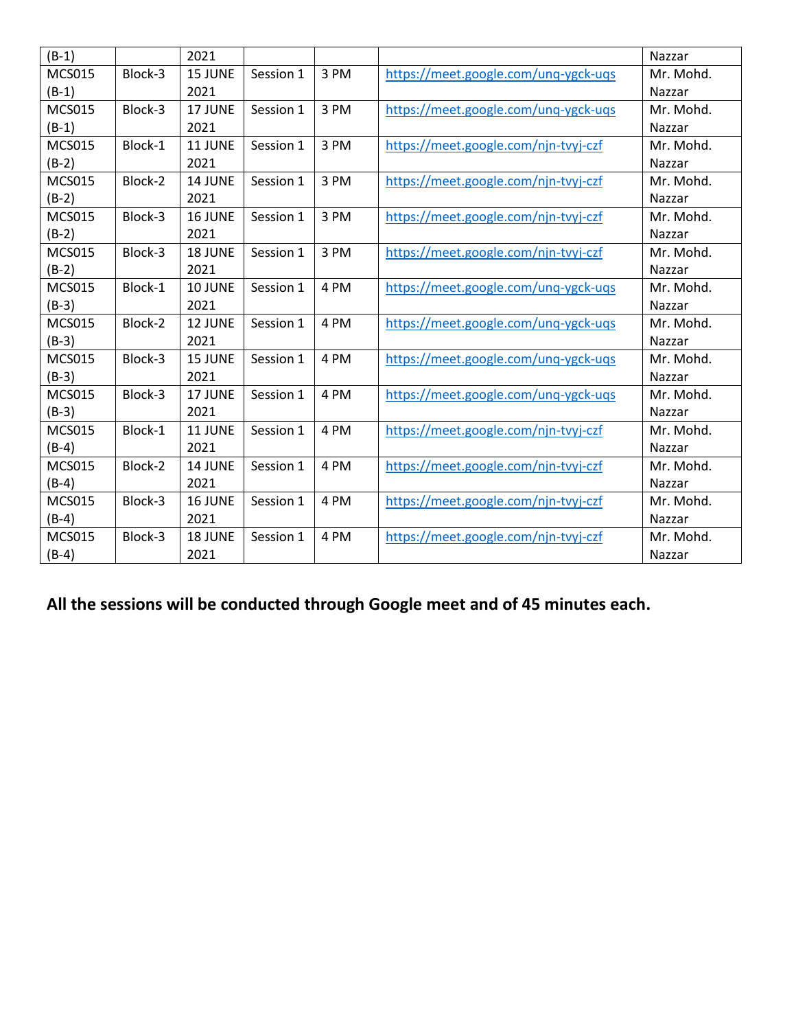| | | | | | | |
|---|---|---|---|---|---|---|
| (B-1) | | 2021 | | | | Nazzar |
| MCS015 (B-1) | Block-3 | 15 JUNE 2021 | Session 1 | 3 PM | https://meet.google.com/unq-ygck-uqs | Mr. Mohd. Nazzar |
| MCS015 (B-1) | Block-3 | 17 JUNE 2021 | Session 1 | 3 PM | https://meet.google.com/unq-ygck-uqs | Mr. Mohd. Nazzar |
| MCS015 (B-2) | Block-1 | 11 JUNE 2021 | Session 1 | 3 PM | https://meet.google.com/njn-tvyj-czf | Mr. Mohd. Nazzar |
| MCS015 (B-2) | Block-2 | 14 JUNE 2021 | Session 1 | 3 PM | https://meet.google.com/njn-tvyj-czf | Mr. Mohd. Nazzar |
| MCS015 (B-2) | Block-3 | 16 JUNE 2021 | Session 1 | 3 PM | https://meet.google.com/njn-tvyj-czf | Mr. Mohd. Nazzar |
| MCS015 (B-2) | Block-3 | 18 JUNE 2021 | Session 1 | 3 PM | https://meet.google.com/njn-tvyj-czf | Mr. Mohd. Nazzar |
| MCS015 (B-3) | Block-1 | 10 JUNE 2021 | Session 1 | 4 PM | https://meet.google.com/unq-ygck-uqs | Mr. Mohd. Nazzar |
| MCS015 (B-3) | Block-2 | 12 JUNE 2021 | Session 1 | 4 PM | https://meet.google.com/unq-ygck-uqs | Mr. Mohd. Nazzar |
| MCS015 (B-3) | Block-3 | 15 JUNE 2021 | Session 1 | 4 PM | https://meet.google.com/unq-ygck-uqs | Mr. Mohd. Nazzar |
| MCS015 (B-3) | Block-3 | 17 JUNE 2021 | Session 1 | 4 PM | https://meet.google.com/unq-ygck-uqs | Mr. Mohd. Nazzar |
| MCS015 (B-4) | Block-1 | 11 JUNE 2021 | Session 1 | 4 PM | https://meet.google.com/njn-tvyj-czf | Mr. Mohd. Nazzar |
| MCS015 (B-4) | Block-2 | 14 JUNE 2021 | Session 1 | 4 PM | https://meet.google.com/njn-tvyj-czf | Mr. Mohd. Nazzar |
| MCS015 (B-4) | Block-3 | 16 JUNE 2021 | Session 1 | 4 PM | https://meet.google.com/njn-tvyj-czf | Mr. Mohd. Nazzar |
| MCS015 (B-4) | Block-3 | 18 JUNE 2021 | Session 1 | 4 PM | https://meet.google.com/njn-tvyj-czf | Mr. Mohd. Nazzar |

**All the sessions will be conducted through Google meet and of 45 minutes each.**